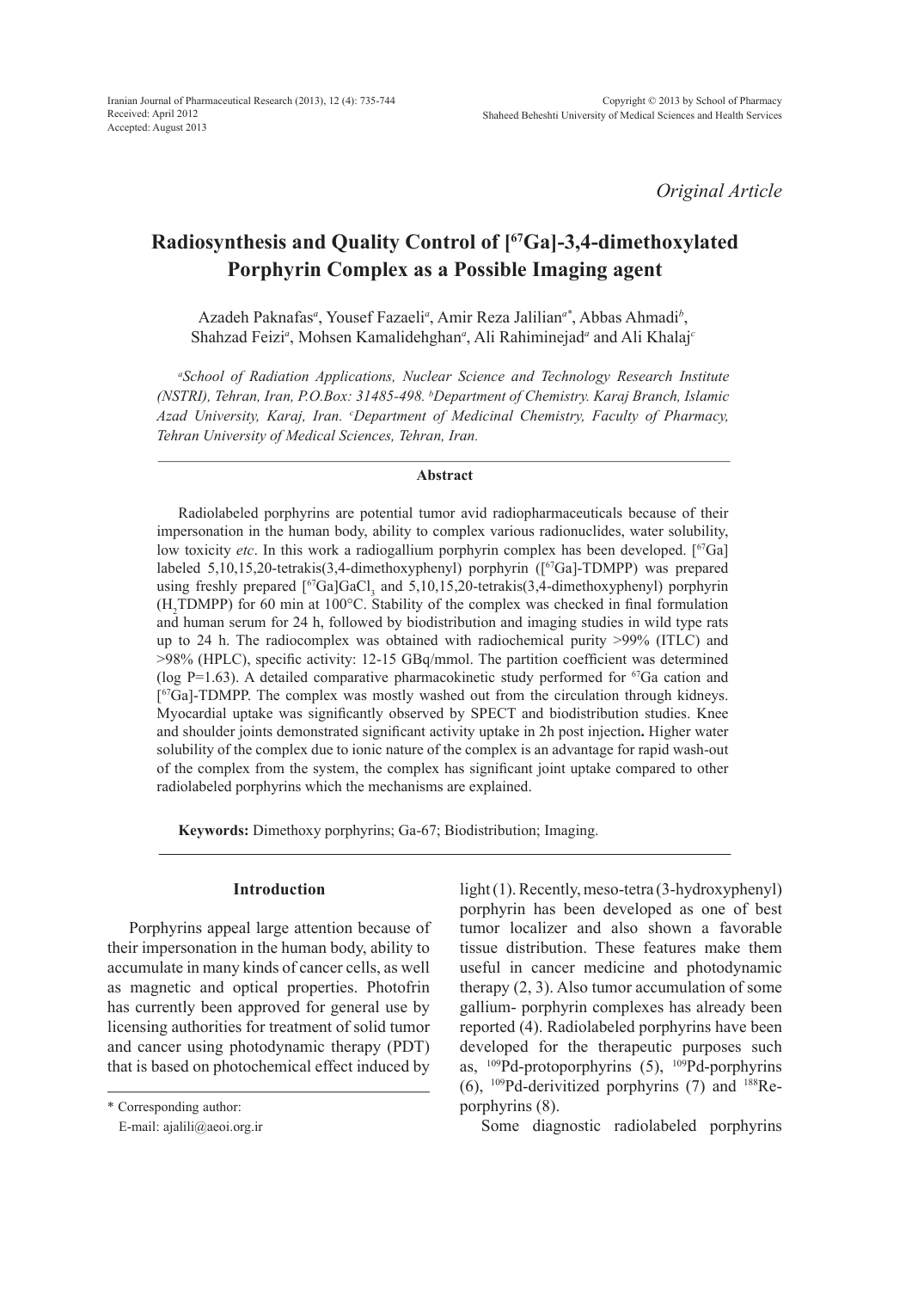*Original Article*

# Radiosynthesis and Quality Control of [$^{67}$Ga]-3,4-dimethoxylated Porphyrin Complex as a Possible Imaging agent

Azadeh Paknafas[a], Yousef Fazaeli[a], Amir Reza Jalilian[a*], Abbas Ahmadi[b], Shahzad Feizi[a], Mohsen Kamalidehghan[a], Ali Rahiminejad[a] and Ali Khalaj[c]

*[a]School of Radiation Applications, Nuclear Science and Technology Research Institute (NSTRI), Tehran, Iran, P.O.Box: 31485-498. [b]Department of Chemistry. Karaj Branch, Islamic Azad University, Karaj, Iran. [c]Department of Medicinal Chemistry, Faculty of Pharmacy, Tehran University of Medical Sciences, Tehran, Iran.*

## Abstract

Radiolabeled porphyrins are potential tumor avid radiopharmaceuticals because of their impersonation in the human body, ability to complex various radionuclides, water solubility, low toxicity *etc*. In this work a radiogallium porphyrin complex has been developed. [$^{67}$Ga] labeled 5,10,15,20-tetrakis(3,4-dimethoxyphenyl) porphyrin ([$^{67}$Ga]-TDMPP) was prepared using freshly prepared [$^{67}$Ga]$GaCl_3$ and 5,10,15,20-tetrakis(3,4-dimethoxyphenyl) porphyrin ($H_2$TDMPP) for 60 min at 100°C. Stability of the complex was checked in final formulation and human serum for 24 h, followed by biodistribution and imaging studies in wild type rats up to 24 h. The radiocomplex was obtained with radiochemical purity >99% (ITLC) and >98% (HPLC), specific activity: 12-15 GBq/mmol. The partition coefficient was determined (log P=1.63). A detailed comparative pharmacokinetic study performed for $^{67}$Ga cation and [$^{67}$Ga]-TDMPP. The complex was mostly washed out from the circulation through kidneys. Myocardial uptake was significantly observed by SPECT and biodistribution studies. Knee and shoulder joints demonstrated significant activity uptake in 2h post injection**.** Higher water solubility of the complex due to ionic nature of the complex is an advantage for rapid wash-out of the complex from the system, the complex has significant joint uptake compared to other radiolabeled porphyrins which the mechanisms are explained.

**Keywords:** Dimethoxy porphyrins; Ga-67; Biodistribution; Imaging.

## Introduction

Porphyrins appeal large attention because of their impersonation in the human body, ability to accumulate in many kinds of cancer cells, as well as magnetic and optical properties. Photofrin has currently been approved for general use by licensing authorities for treatment of solid tumor and cancer using photodynamic therapy (PDT) that is based on photochemical effect induced by light (1). Recently, meso-tetra (3-hydroxyphenyl) porphyrin has been developed as one of best tumor localizer and also shown a favorable tissue distribution. These features make them useful in cancer medicine and photodynamic therapy (2, 3). Also tumor accumulation of some gallium- porphyrin complexes has already been reported (4). Radiolabeled porphyrins have been developed for the therapeutic purposes such as, $^{109}$Pd-protoporphyrins (5), $^{109}$Pd-porphyrins (6), $^{109}$Pd-derivitized porphyrins (7) and $^{188}$Re-porphyrins (8).

Some diagnostic radiolabeled porphyrins

\* Corresponding author:
E-mail: ajalili@aeoi.org.ir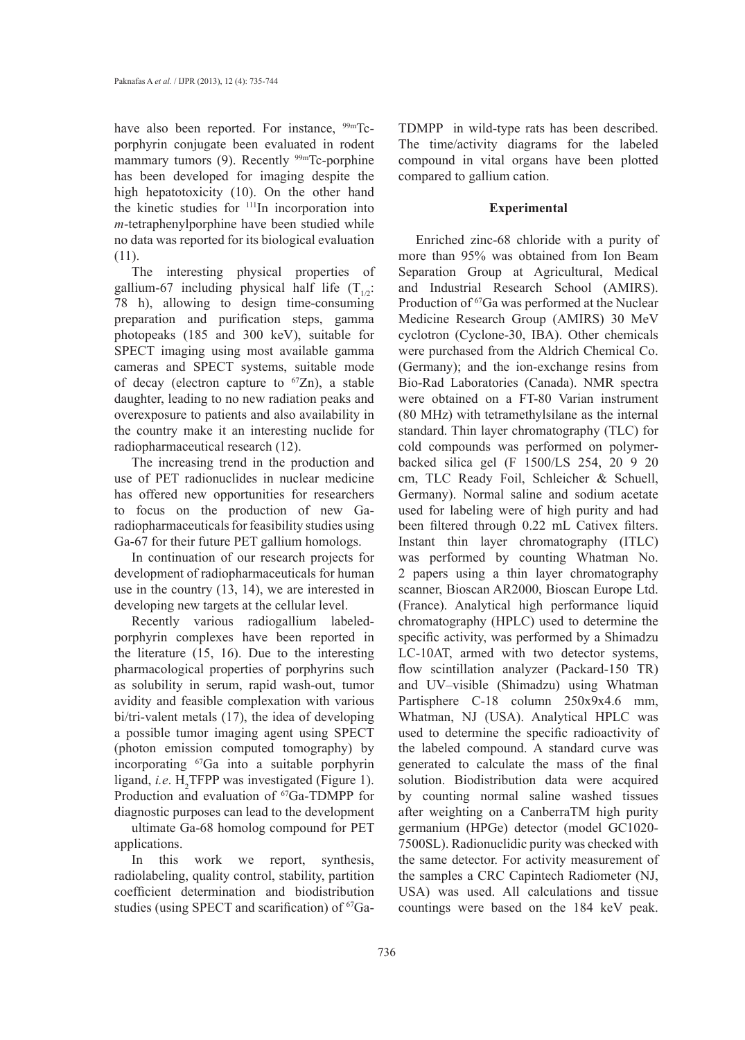have also been reported. For instance, $^{99m}$Tc-porphyrin conjugate been evaluated in rodent mammary tumors (9). Recently $^{99m}$Tc-porphine has been developed for imaging despite the high hepatotoxicity (10). On the other hand the kinetic studies for $^{111}$In incorporation into *m*-tetraphenylporphine have been studied while no data was reported for its biological evaluation (11).

The interesting physical properties of gallium-67 including physical half life ($T_{1/2}$: 78 h), allowing to design time-consuming preparation and purification steps, gamma photopeaks (185 and 300 keV), suitable for SPECT imaging using most available gamma cameras and SPECT systems, suitable mode of decay (electron capture to $^{67}$Zn), a stable daughter, leading to no new radiation peaks and overexposure to patients and also availability in the country make it an interesting nuclide for radiopharmaceutical research (12).

The increasing trend in the production and use of PET radionuclides in nuclear medicine has offered new opportunities for researchers to focus on the production of new Ga-radiopharmaceuticals for feasibility studies using Ga-67 for their future PET gallium homologs.

In continuation of our research projects for development of radiopharmaceuticals for human use in the country (13, 14), we are interested in developing new targets at the cellular level.

Recently various radiogallium labeled-porphyrin complexes have been reported in the literature (15, 16). Due to the interesting pharmacological properties of porphyrins such as solubility in serum, rapid wash-out, tumor avidity and feasible complexation with various bi/tri-valent metals (17), the idea of developing a possible tumor imaging agent using SPECT (photon emission computed tomography) by incorporating $^{67}$Ga into a suitable porphyrin ligand, *i.e*. $H_2$TFPP was investigated (Figure 1). Production and evaluation of $^{67}$Ga-TDMPP for diagnostic purposes can lead to the development ultimate Ga-68 homolog compound for PET applications.

In this work we report, synthesis, radiolabeling, quality control, stability, partition coefficient determination and biodistribution studies (using SPECT and scarification) of $^{67}$Ga-TDMPP in wild-type rats has been described. The time/activity diagrams for the labeled compound in vital organs have been plotted compared to gallium cation.

## Experimental

Enriched zinc-68 chloride with a purity of more than 95% was obtained from Ion Beam Separation Group at Agricultural, Medical and Industrial Research School (AMIRS). Production of $^{67}$Ga was performed at the Nuclear Medicine Research Group (AMIRS) 30 MeV cyclotron (Cyclone-30, IBA). Other chemicals were purchased from the Aldrich Chemical Co. (Germany); and the ion-exchange resins from Bio-Rad Laboratories (Canada). NMR spectra were obtained on a FT-80 Varian instrument (80 MHz) with tetramethylsilane as the internal standard. Thin layer chromatography (TLC) for cold compounds was performed on polymer-backed silica gel (F 1500/LS 254, 20 9 20 cm, TLC Ready Foil, Schleicher & Schuell, Germany). Normal saline and sodium acetate used for labeling were of high purity and had been filtered through 0.22 mL Cativex filters. Instant thin layer chromatography (ITLC) was performed by counting Whatman No. 2 papers using a thin layer chromatography scanner, Bioscan AR2000, Bioscan Europe Ltd. (France). Analytical high performance liquid chromatography (HPLC) used to determine the specific activity, was performed by a Shimadzu LC-10AT, armed with two detector systems, flow scintillation analyzer (Packard-150 TR) and UV–visible (Shimadzu) using Whatman Partisphere C-18 column 250x9x4.6 mm, Whatman, NJ (USA). Analytical HPLC was used to determine the specific radioactivity of the labeled compound. A standard curve was generated to calculate the mass of the final solution. Biodistribution data were acquired by counting normal saline washed tissues after weighting on a CanberraTM high purity germanium (HPGe) detector (model GC1020-7500SL). Radionuclidic purity was checked with the same detector. For activity measurement of the samples a CRC Capintech Radiometer (NJ, USA) was used. All calculations and tissue countings were based on the 184 keV peak.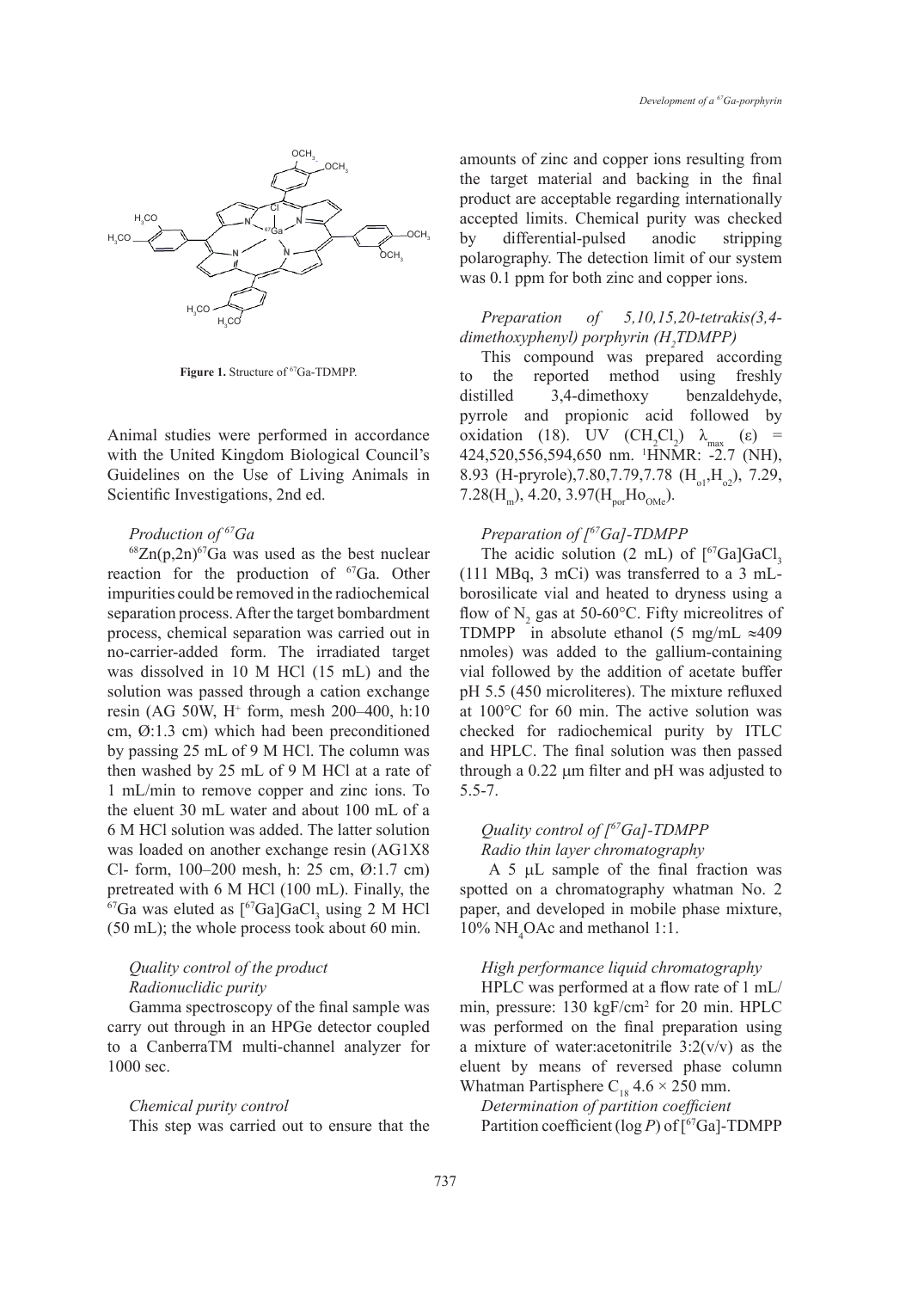Figure 1. Structure of $^{67}$Ga-TDMPP.

Animal studies were performed in accordance with the United Kingdom Biological Council's Guidelines on the Use of Living Animals in Scientific Investigations, 2nd ed.

### *Production of $^{67}$Ga*

$^{68}$Zn(p,2n)$^{67}$Ga was used as the best nuclear reaction for the production of $^{67}$Ga. Other impurities could be removed in the radiochemical separation process. After the target bombardment process, chemical separation was carried out in no-carrier-added form. The irradiated target was dissolved in 10 M HCl (15 mL) and the solution was passed through a cation exchange resin (AG 50W, $H^+$ form, mesh 200–400, h:10 cm, Ø:1.3 cm) which had been preconditioned by passing 25 mL of 9 M HCl. The column was then washed by 25 mL of 9 M HCl at a rate of 1 mL/min to remove copper and zinc ions. To the eluent 30 mL water and about 100 mL of a 6 M HCl solution was added. The latter solution was loaded on another exchange resin (AG1X8 Cl- form, 100–200 mesh, h: 25 cm, Ø:1.7 cm) pretreated with 6 M HCl (100 mL). Finally, the $^{67}$Ga was eluted as [$^{67}$Ga]$GaCl_3$ using 2 M HCl (50 mL); the whole process took about 60 min.

### *Quality control of the product*

#### *Radionuclidic purity*

Gamma spectroscopy of the final sample was carry out through in an HPGe detector coupled to a CanberraTM multi-channel analyzer for 1000 sec.

#### *Chemical purity control*

This step was carried out to ensure that the amounts of zinc and copper ions resulting from the target material and backing in the final product are acceptable regarding internationally accepted limits. Chemical purity was checked by differential-pulsed anodic stripping polarography. The detection limit of our system was 0.1 ppm for both zinc and copper ions.

### *Preparation of 5,10,15,20-tetrakis(3,4-dimethoxyphenyl) porphyrin ($H_2$TDMPP)*

This compound was prepared according to the reported method using freshly distilled 3,4-dimethoxy benzaldehyde, pyrrole and propionic acid followed by oxidation (18). UV ($CH_2Cl_2$) $\lambda_{max}$ ($\varepsilon$) = 424,520,556,594,650 nm. $^1$HNMR: -2.7 (NH), 8.93 (H-pryrole),7.80,7.79,7.78 ($H_{o1}$,$H_{o2}$), 7.29, 7.28($H_m$), 4.20, 3.97($H_{por}Ho_{OMe}$).

### *Preparation of [$^{67}$Ga]-TDMPP*

The acidic solution (2 mL) of [$^{67}$Ga]$GaCl_3$ (111 MBq, 3 mCi) was transferred to a 3 mL-borosilicate vial and heated to dryness using a flow of $N_2$ gas at 50-60°C. Fifty microelitres of TDMPP in absolute ethanol (5 mg/mL ≈409 nmoles) was added to the gallium-containing vial followed by the addition of acetate buffer pH 5.5 (450 microliteres). The mixture refluxed at 100°C for 60 min. The active solution was checked for radiochemical purity by ITLC and HPLC. The final solution was then passed through a 0.22 μm filter and pH was adjusted to 5.5-7.

### *Quality control of [$^{67}$Ga]-TDMPP*

#### *Radio thin layer chromatography*

A 5 μL sample of the final fraction was spotted on a chromatography whatman No. 2 paper, and developed in mobile phase mixture, 10% $NH_4$OAc and methanol 1:1.

#### *High performance liquid chromatography*

HPLC was performed at a flow rate of 1 mL/min, pressure: 130 kgF/cm$^2$ for 20 min. HPLC was performed on the final preparation using a mixture of water:acetonitrile 3:2(v/v) as the eluent by means of reversed phase column Whatman Partisphere $C_{18}$ 4.6 × 250 mm.

#### *Determination of partition coefficient*

Partition coefficient (log *P*) of [$^{67}$Ga]-TDMPP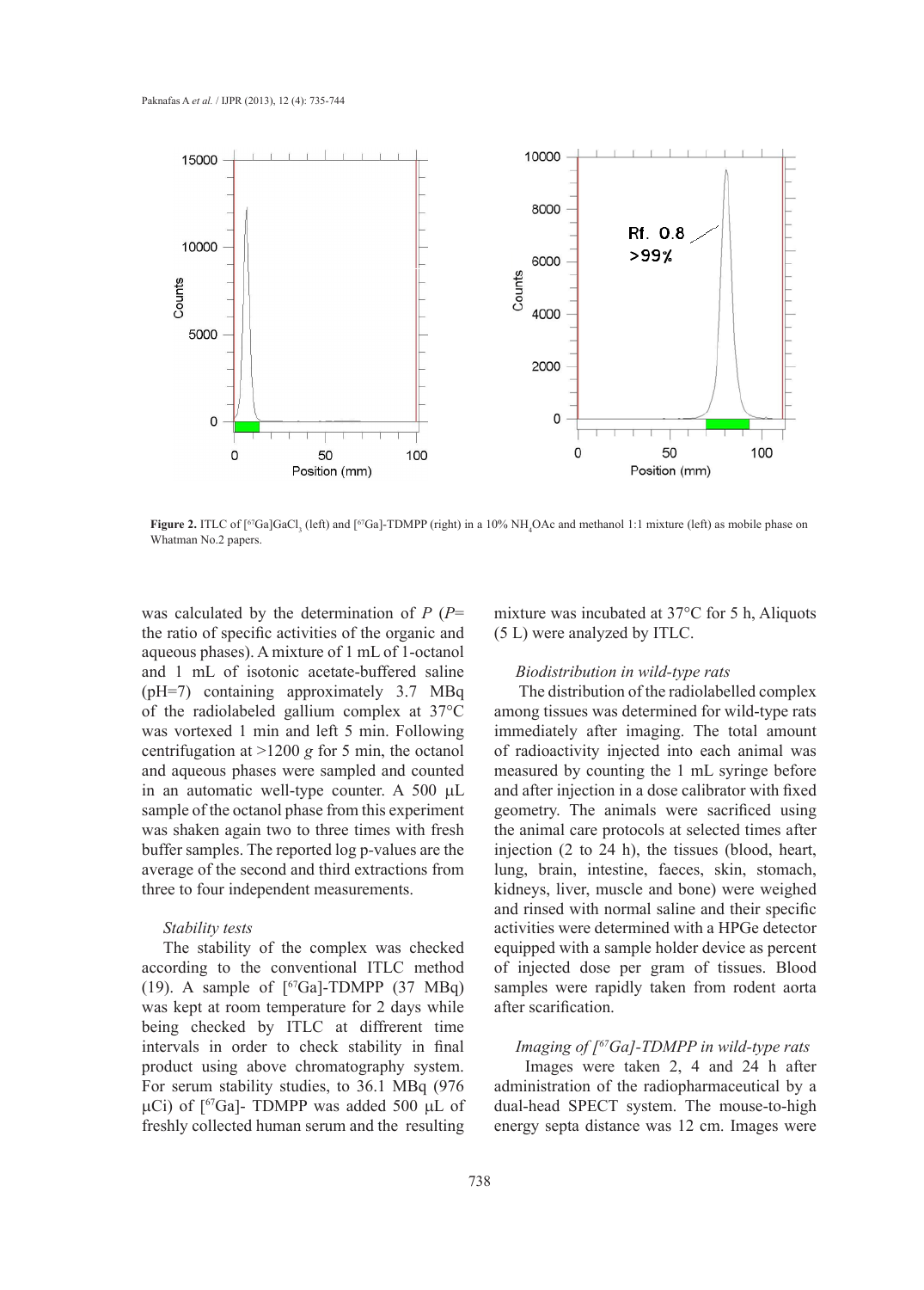**Figure 2.** ITLC of [$^{67}$Ga]GaCl$_3$ (left) and [$^{67}$Ga]-TDMPP (right) in a 10% $NH_4OAc$ and methanol 1:1 mixture (left) as mobile phase on Whatman No.2 papers.

was calculated by the determination of $P$ ($P$= the ratio of specific activities of the organic and aqueous phases). A mixture of 1 mL of 1-octanol and 1 mL of isotonic acetate-buffered saline (pH=7) containing approximately 3.7 MBq of the radiolabeled gallium complex at 37°C was vortexed 1 min and left 5 min. Following centrifugation at >1200 $g$ for 5 min, the octanol and aqueous phases were sampled and counted in an automatic well-type counter. A 500 µL sample of the octanol phase from this experiment was shaken again two to three times with fresh buffer samples. The reported log p-values are the average of the second and third extractions from three to four independent measurements.

*Stability tests*

The stability of the complex was checked according to the conventional ITLC method (19). A sample of [$^{67}$Ga]-TDMPP (37 MBq) was kept at room temperature for 2 days while being checked by ITLC at diffrerent time intervals in order to check stability in final product using above chromatography system. For serum stability studies, to 36.1 MBq (976 µCi) of [$^{67}$Ga]- TDMPP was added 500 µL of freshly collected human serum and the resulting mixture was incubated at 37°C for 5 h, Aliquots (5 L) were analyzed by ITLC.

*Biodistribution in wild-type rats*

The distribution of the radiolabelled complex among tissues was determined for wild-type rats immediately after imaging. The total amount of radioactivity injected into each animal was measured by counting the 1 mL syringe before and after injection in a dose calibrator with fixed geometry. The animals were sacrificed using the animal care protocols at selected times after injection (2 to 24 h), the tissues (blood, heart, lung, brain, intestine, faeces, skin, stomach, kidneys, liver, muscle and bone) were weighed and rinsed with normal saline and their specific activities were determined with a HPGe detector equipped with a sample holder device as percent of injected dose per gram of tissues. Blood samples were rapidly taken from rodent aorta after scarification.

*Imaging of [$^{67}$Ga]-TDMPP in wild-type rats*

Images were taken 2, 4 and 24 h after administration of the radiopharmaceutical by a dual-head SPECT system. The mouse-to-high energy septa distance was 12 cm. Images were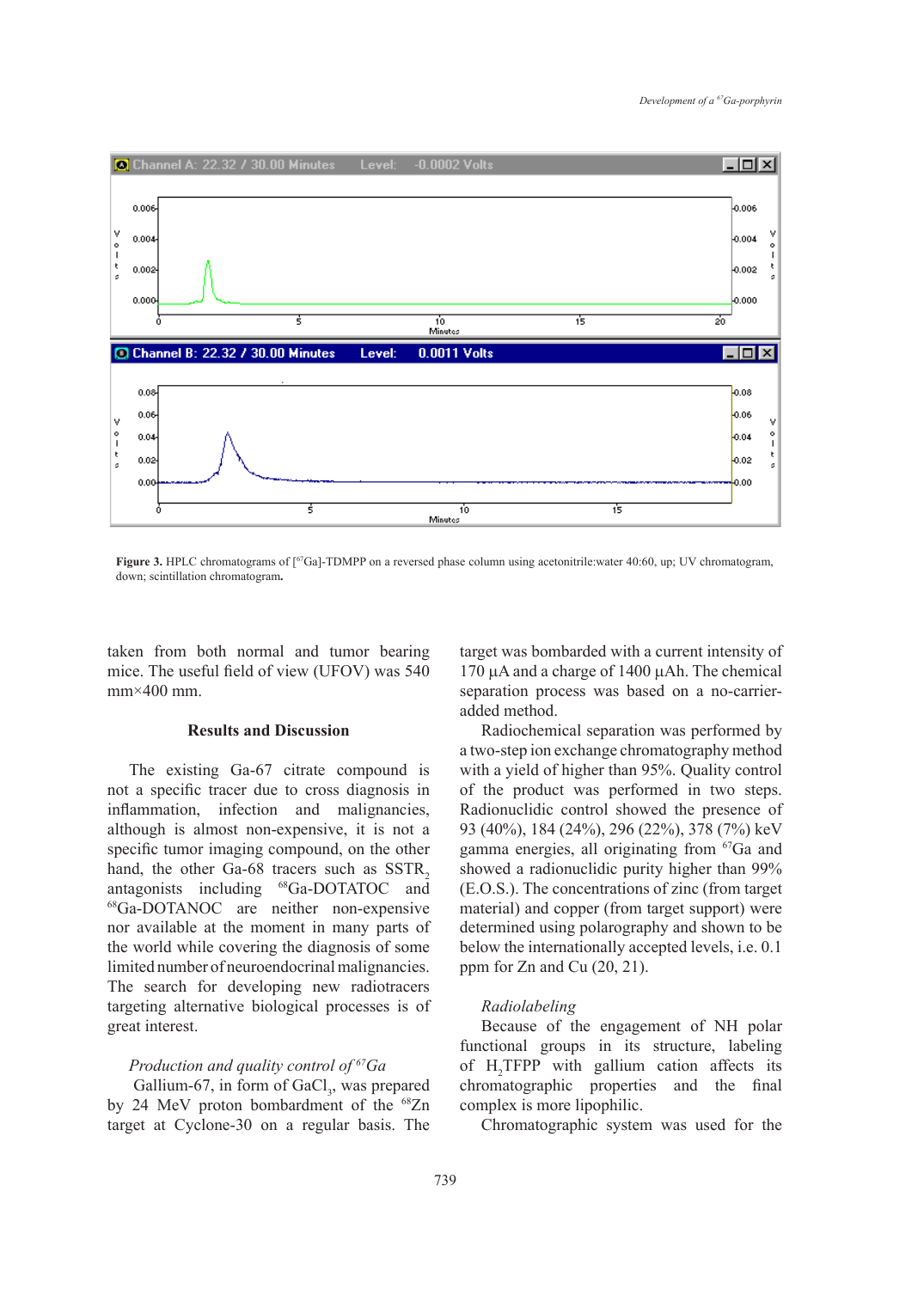Figure 3. HPLC chromatograms of [$^{67}$Ga]-TDMPP on a reversed phase column using acetonitrile:water 40:60, up; UV chromatogram, down; scintillation chromatogram.

taken from both normal and tumor bearing mice. The useful field of view (UFOV) was 540 mm×400 mm.

## Results and Discussion

The existing Ga-67 citrate compound is not a specific tracer due to cross diagnosis in inflammation, infection and malignancies, although is almost non-expensive, it is not a specific tumor imaging compound, on the other hand, the other Ga-68 tracers such as $SSTR_2$ antagonists including $^{68}$Ga-DOTATOC and $^{68}$Ga-DOTANOC are neither non-expensive nor available at the moment in many parts of the world while covering the diagnosis of some limited number of neuroendocrinal malignancies. The search for developing new radiotracers targeting alternative biological processes is of great interest.

*Production and quality control of $^{67}$Ga*

Gallium-67, in form of $GaCl_3$, was prepared by 24 MeV proton bombardment of the $^{68}$Zn target at Cyclone-30 on a regular basis. The target was bombarded with a current intensity of 170 µA and a charge of 1400 µAh. The chemical separation process was based on a no-carrier-added method.

Radiochemical separation was performed by a two-step ion exchange chromatography method with a yield of higher than 95%. Quality control of the product was performed in two steps. Radionuclidic control showed the presence of 93 (40%), 184 (24%), 296 (22%), 378 (7%) keV gamma energies, all originating from $^{67}$Ga and showed a radionuclidic purity higher than 99% (E.O.S.). The concentrations of zinc (from target material) and copper (from target support) were determined using polarography and shown to be below the internationally accepted levels, i.e. 0.1 ppm for Zn and Cu (20, 21).

*Radiolabeling*

Because of the engagement of NH polar functional groups in its structure, labeling of $H_2$TFPP with gallium cation affects its chromatographic properties and the final complex is more lipophilic.

Chromatographic system was used for the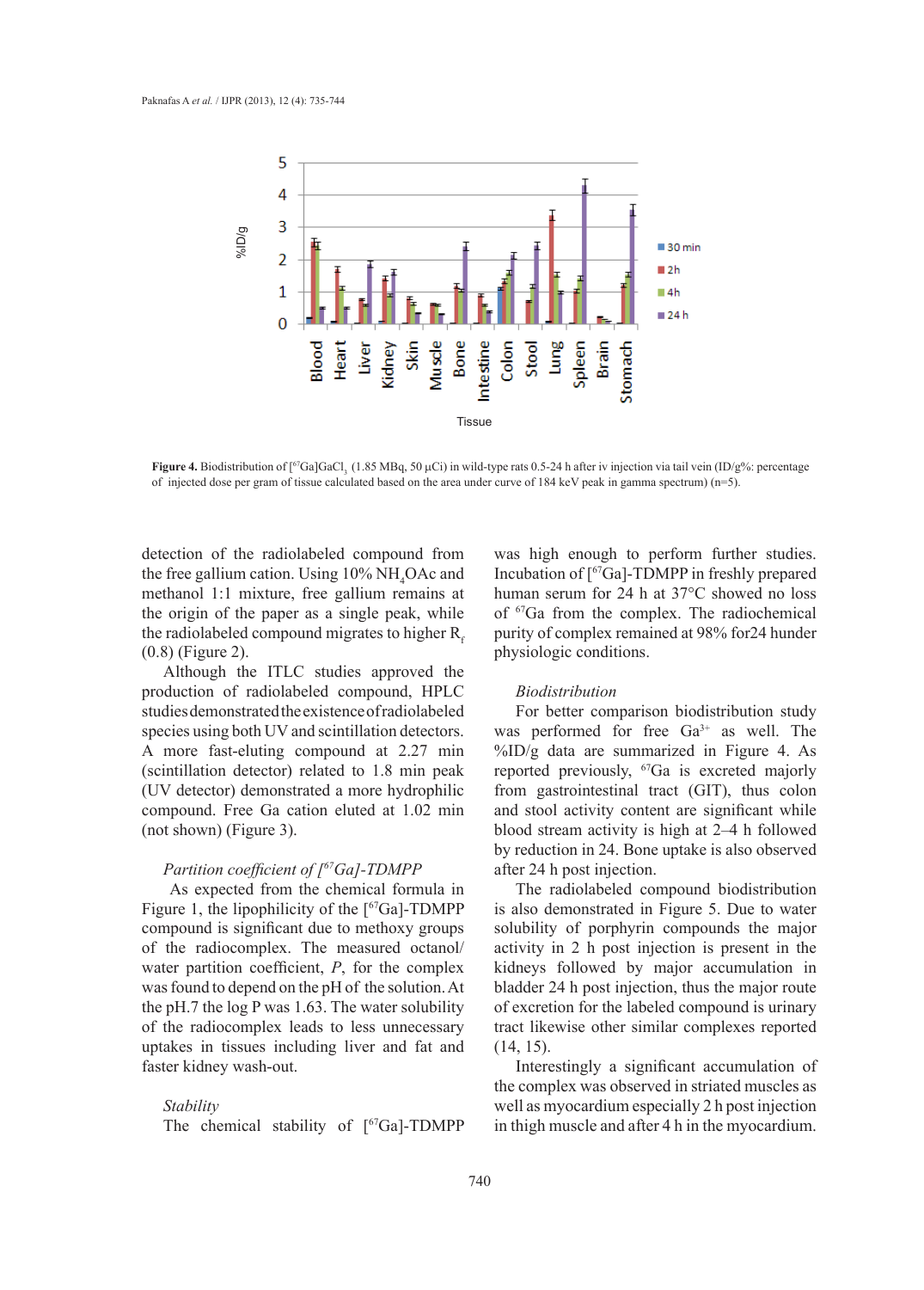**Figure 4.** Biodistribution of [$^{67}$Ga]GaCl$_3$ (1.85 MBq, 50 µCi) in wild-type rats 0.5-24 h after iv injection via tail vein (ID/g%: percentage of injected dose per gram of tissue calculated based on the area under curve of 184 keV peak in gamma spectrum) (n=5).

detection of the radiolabeled compound from the free gallium cation. Using 10% $NH_4OAc$ and methanol 1:1 mixture, free gallium remains at the origin of the paper as a single peak, while the radiolabeled compound migrates to higher $R_f$ (0.8) (Figure 2).

Although the ITLC studies approved the production of radiolabeled compound, HPLC studies demonstrated the existence of radiolabeled species using both UV and scintillation detectors. A more fast-eluting compound at 2.27 min (scintillation detector) related to 1.8 min peak (UV detector) demonstrated a more hydrophilic compound. Free Ga cation eluted at 1.02 min (not shown) (Figure 3).

*Partition coefficient of [$^{67}$Ga]-TDMPP*

As expected from the chemical formula in Figure 1, the lipophilicity of the [$^{67}$Ga]-TDMPP compound is significant due to methoxy groups of the radiocomplex. The measured octanol/water partition coefficient, $P$, for the complex was found to depend on the pH of the solution. At the pH.7 the log P was 1.63. The water solubility of the radiocomplex leads to less unnecessary uptakes in tissues including liver and fat and faster kidney wash-out.

*Stability*

The chemical stability of [$^{67}$Ga]-TDMPP was high enough to perform further studies. Incubation of [$^{67}$Ga]-TDMPP in freshly prepared human serum for 24 h at 37°C showed no loss of $^{67}$Ga from the complex. The radiochemical purity of complex remained at 98% for24 hunder physiologic conditions.

*Biodistribution*

For better comparison biodistribution study was performed for free $Ga^{3+}$ as well. The %ID/g data are summarized in Figure 4. As reported previously, $^{67}$Ga is excreted majorly from gastrointestinal tract (GIT), thus colon and stool activity content are significant while blood stream activity is high at 2–4 h followed by reduction in 24. Bone uptake is also observed after 24 h post injection.

The radiolabeled compound biodistribution is also demonstrated in Figure 5. Due to water solubility of porphyrin compounds the major activity in 2 h post injection is present in the kidneys followed by major accumulation in bladder 24 h post injection, thus the major route of excretion for the labeled compound is urinary tract likewise other similar complexes reported (14, 15).

Interestingly a significant accumulation of the complex was observed in striated muscles as well as myocardium especially 2 h post injection in thigh muscle and after 4 h in the myocardium.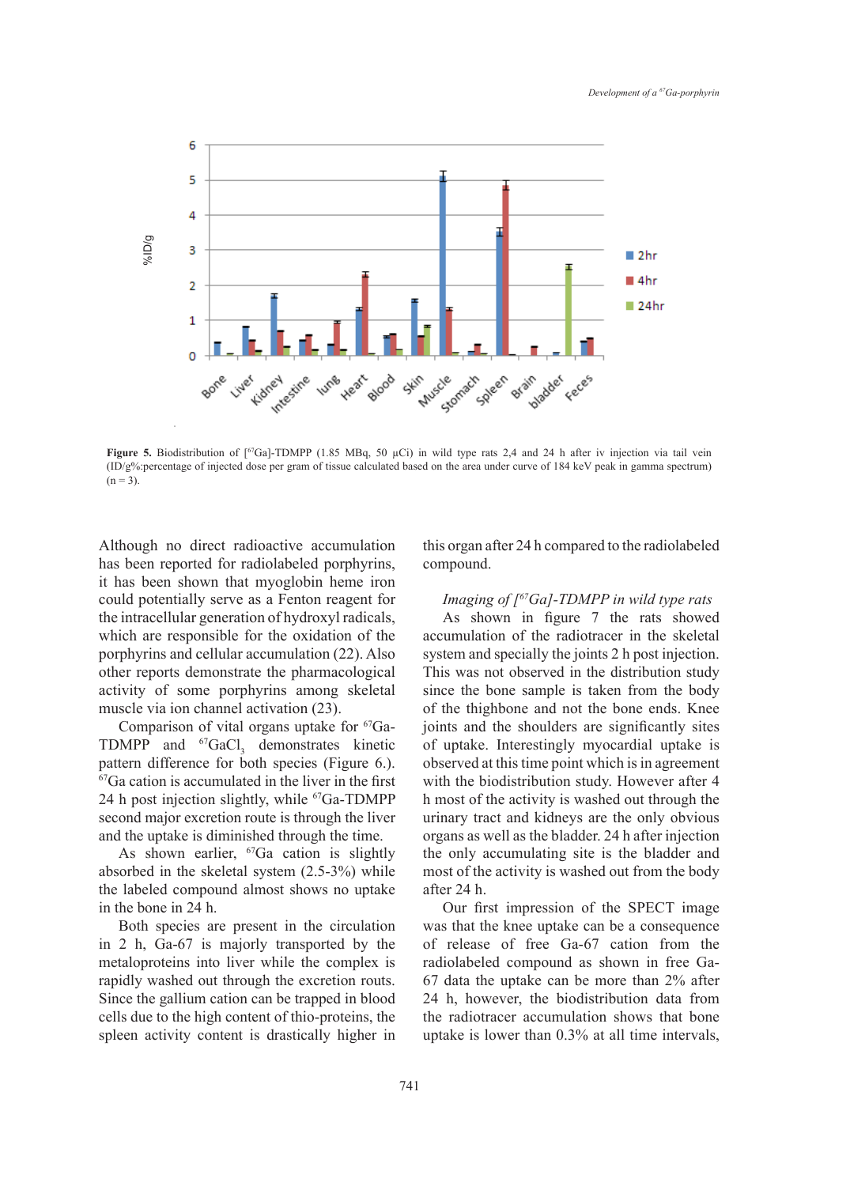Figure 5. Biodistribution of [$^{67}$Ga]-TDMPP (1.85 MBq, 50 µCi) in wild type rats 2,4 and 24 h after iv injection via tail vein (ID/g%:percentage of injected dose per gram of tissue calculated based on the area under curve of 184 keV peak in gamma spectrum) (n = 3).

Although no direct radioactive accumulation has been reported for radiolabeled porphyrins, it has been shown that myoglobin heme iron could potentially serve as a Fenton reagent for the intracellular generation of hydroxyl radicals, which are responsible for the oxidation of the porphyrins and cellular accumulation (22). Also other reports demonstrate the pharmacological activity of some porphyrins among skeletal muscle via ion channel activation (23).

Comparison of vital organs uptake for $^{67}$Ga-TDMPP and $^{67}GaCl_3$ demonstrates kinetic pattern difference for both species (Figure 6.). $^{67}$Ga cation is accumulated in the liver in the first 24 h post injection slightly, while $^{67}$Ga-TDMPP second major excretion route is through the liver and the uptake is diminished through the time.

As shown earlier, $^{67}$Ga cation is slightly absorbed in the skeletal system (2.5-3%) while the labeled compound almost shows no uptake in the bone in 24 h.

Both species are present in the circulation in 2 h, Ga-67 is majorly transported by the metaloproteins into liver while the complex is rapidly washed out through the excretion routs. Since the gallium cation can be trapped in blood cells due to the high content of thio-proteins, the spleen activity content is drastically higher in this organ after 24 h compared to the radiolabeled compound.

*Imaging of [$^{67}$Ga]-TDMPP in wild type rats*

As shown in figure 7 the rats showed accumulation of the radiotracer in the skeletal system and specially the joints 2 h post injection. This was not observed in the distribution study since the bone sample is taken from the body of the thighbone and not the bone ends. Knee joints and the shoulders are significantly sites of uptake. Interestingly myocardial uptake is observed at this time point which is in agreement with the biodistribution study. However after 4 h most of the activity is washed out through the urinary tract and kidneys are the only obvious organs as well as the bladder. 24 h after injection the only accumulating site is the bladder and most of the activity is washed out from the body after 24 h.

Our first impression of the SPECT image was that the knee uptake can be a consequence of release of free Ga-67 cation from the radiolabeled compound as shown in free Ga-67 data the uptake can be more than 2% after 24 h, however, the biodistribution data from the radiotracer accumulation shows that bone uptake is lower than 0.3% at all time intervals,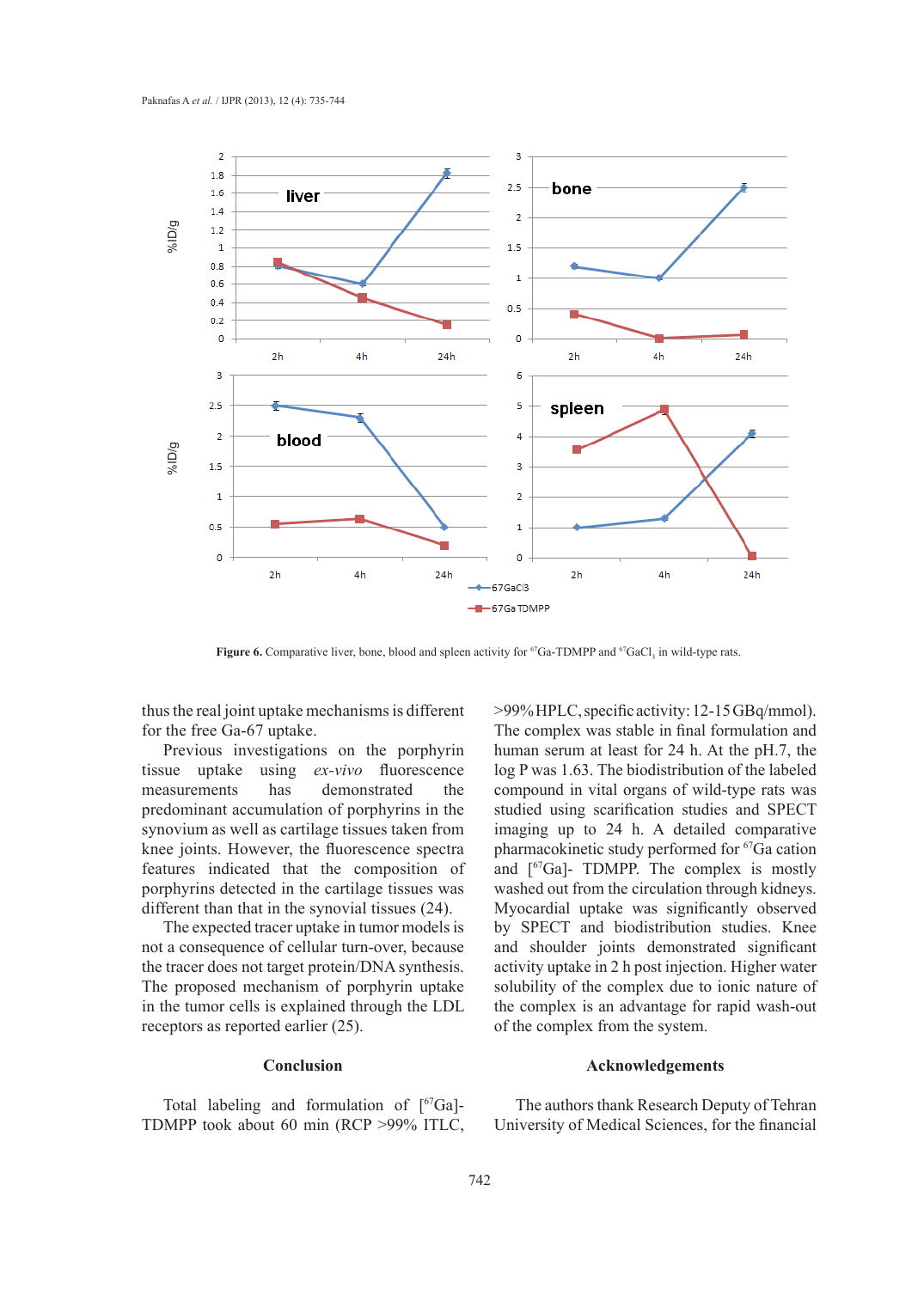Figure 6. Comparative liver, bone, blood and spleen activity for $^{67}$Ga-TDMPP and $^{67}$GaCl$_3$ in wild-type rats.

thus the real joint uptake mechanisms is different for the free Ga-67 uptake.

Previous investigations on the porphyrin tissue uptake using *ex-vivo* fluorescence measurements has demonstrated the predominant accumulation of porphyrins in the synovium as well as cartilage tissues taken from knee joints. However, the fluorescence spectra features indicated that the composition of porphyrins detected in the cartilage tissues was different than that in the synovial tissues (24).

The expected tracer uptake in tumor models is not a consequence of cellular turn-over, because the tracer does not target protein/DNA synthesis. The proposed mechanism of porphyrin uptake in the tumor cells is explained through the LDL receptors as reported earlier (25).

## Conclusion

Total labeling and formulation of [$^{67}$Ga]-TDMPP took about 60 min (RCP >99% ITLC, >99% HPLC, specific activity: 12-15 GBq/mmol). The complex was stable in final formulation and human serum at least for 24 h. At the pH.7, the log P was 1.63. The biodistribution of the labeled compound in vital organs of wild-type rats was studied using scarification studies and SPECT imaging up to 24 h. A detailed comparative pharmacokinetic study performed for $^{67}$Ga cation and [$^{67}$Ga]- TDMPP. The complex is mostly washed out from the circulation through kidneys. Myocardial uptake was significantly observed by SPECT and biodistribution studies. Knee and shoulder joints demonstrated significant activity uptake in 2 h post injection. Higher water solubility of the complex due to ionic nature of the complex is an advantage for rapid wash-out of the complex from the system.

## Acknowledgements

The authors thank Research Deputy of Tehran University of Medical Sciences, for the financial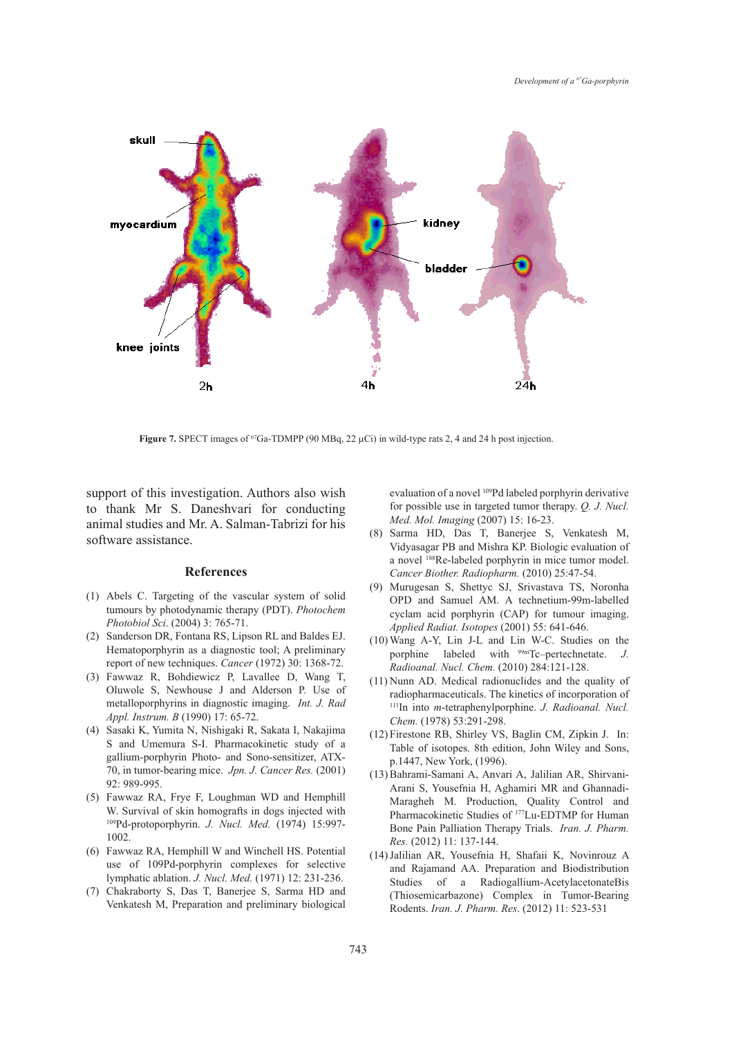**Figure 7.** SPECT images of $^{67}$Ga-TDMPP (90 MBq, 22 μCi) in wild-type rats 2, 4 and 24 h post injection.

support of this investigation. Authors also wish to thank Mr S. Daneshvari for conducting animal studies and Mr. A. Salman-Tabrizi for his software assistance.

## References

(1) Abels C. Targeting of the vascular system of solid tumours by photodynamic therapy (PDT). *Photochem Photobiol Sci*. (2004) 3: 765-71.

(2) Sanderson DR, Fontana RS, Lipson RL and Baldes EJ. Hematoporphyrin as a diagnostic tool; A preliminary report of new techniques. *Cancer* (1972) 30: 1368-72.

(3) Fawwaz R, Bohdiewicz P, Lavallee D, Wang T, Oluwole S, Newhouse J and Alderson P. Use of metalloporphyrins in diagnostic imaging. *Int. J. Rad Appl. Instrum. B* (1990) 17: 65-72.

(4) Sasaki K, Yumita N, Nishigaki R, Sakata I, Nakajima S and Umemura S-I. Pharmacokinetic study of a gallium-porphyrin Photo- and Sono-sensitizer, ATX-70, in tumor-bearing mice. *Jpn. J. Cancer Res.* (2001) 92: 989-995.

(5) Fawwaz RA, Frye F, Loughman WD and Hemphill W. Survival of skin homografts in dogs injected with $^{109}$Pd-protoporphyrin. *J. Nucl. Med.* (1974) 15:997-1002.

(6) Fawwaz RA, Hemphill W and Winchell HS. Potential use of 109Pd-porphyrin complexes for selective lymphatic ablation. *J. Nucl. Med.* (1971) 12: 231-236.

(7) Chakraborty S, Das T, Banerjee S, Sarma HD and Venkatesh M, Preparation and preliminary biological evaluation of a novel $^{109}$Pd labeled porphyrin derivative for possible use in targeted tumor therapy. *Q. J. Nucl. Med. Mol. Imaging* (2007) 15: 16-23.

(8) Sarma HD, Das T, Banerjee S, Venkatesh M, Vidyasagar PB and Mishra KP. Biologic evaluation of a novel $^{188}$Re-labeled porphyrin in mice tumor model. *Cancer Biother. Radiopharm.* (2010) 25:47-54.

(9) Murugesan S, Shettyc SJ, Srivastava TS, Noronha OPD and Samuel AM. A technetium-99m-labelled cyclam acid porphyrin (CAP) for tumour imaging. *Applied Radiat. Isotopes* (2001) 55: 641-646.

(10) Wang A-Y, Lin J-L and Lin W-C. Studies on the porphine labeled with $^{99m}$Tc–pertechnetate. *J. Radioanal. Nucl. Chem.* (2010) 284:121-128.

(11) Nunn AD. Medical radionuclides and the quality of radiopharmaceuticals. The kinetics of incorporation of $^{111}$In into *m*-tetraphenylporphine. *J. Radioanal. Nucl. Chem.* (1978) 53:291-298.

(12) Firestone RB, Shirley VS, Baglin CM, Zipkin J. In: Table of isotopes. 8th edition, John Wiley and Sons, p.1447, New York, (1996).

(13) Bahrami-Samani A, Anvari A, Jalilian AR, Shirvani-Arani S, Yousefnia H, Aghamiri MR and Ghannadi-Maragheh M. Production, Quality Control and Pharmacokinetic Studies of $^{177}$Lu-EDTMP for Human Bone Pain Palliation Therapy Trials. *Iran. J. Pharm. Res.* (2012) 11: 137-144.

(14) Jalilian AR, Yousefnia H, Shafaii K, Novinrouz A and Rajamand AA. Preparation and Biodistribution Studies of a Radiogallium-AcetylacetonateBis (Thiosemicarbazone) Complex in Tumor-Bearing Rodents. *Iran. J. Pharm. Res*. (2012) 11: 523-531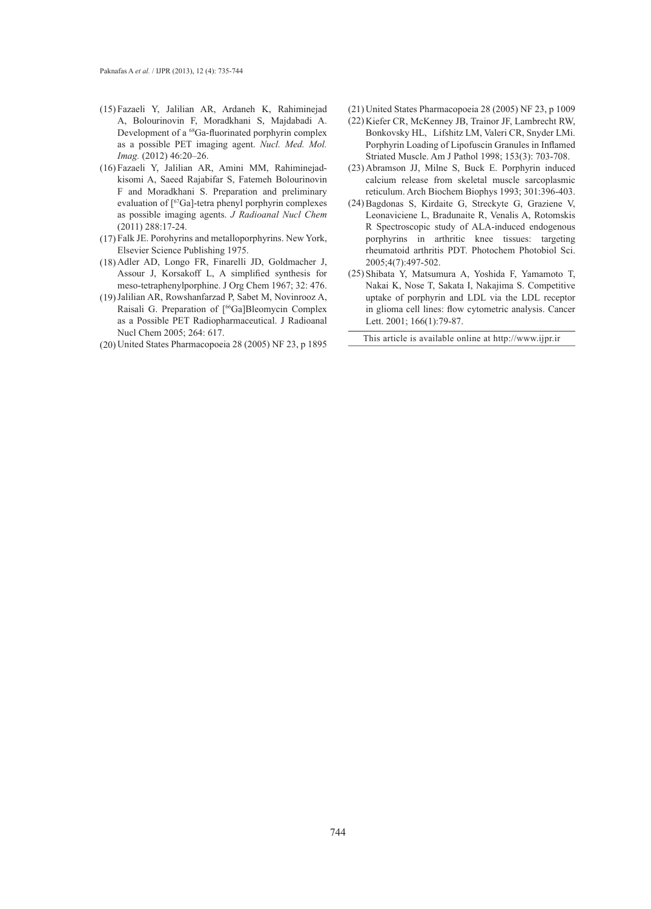(15) Fazaeli Y, Jalilian AR, Ardaneh K, Rahiminejad A, Bolourinovin F, Moradkhani S, Majdabadi A. Development of a $^{68}$Ga-fluorinated porphyrin complex as a possible PET imaging agent. *Nucl. Med. Mol. Imag.* (2012) 46:20–26.

(16) Fazaeli Y, Jalilian AR, Amini MM, Rahiminejad-kisomi A, Saeed Rajabifar S, Fatemeh Bolourinovin F and Moradkhani S. Preparation and preliminary evaluation of [$^{67}$Ga]-tetra phenyl porphyrin complexes as possible imaging agents. *J Radioanal Nucl Chem* (2011) 288:17-24.

(17) Falk JE. Porohyrins and metalloporphyrins. New York, Elsevier Science Publishing 1975.

(18) Adler AD, Longo FR, Finarelli JD, Goldmacher J, Assour J, Korsakoff L, A simplified synthesis for meso-tetraphenylporphine. J Org Chem 1967; 32: 476.

(19) Jalilian AR, Rowshanfarzad P, Sabet M, Novinrooz A, Raisali G. Preparation of [$^{66}$Ga]Bleomycin Complex as a Possible PET Radiopharmaceutical. J Radioanal Nucl Chem 2005; 264: 617.

(20) United States Pharmacopoeia 28 (2005) NF 23, p 1895

(21) United States Pharmacopoeia 28 (2005) NF 23, p 1009

(22) Kiefer CR, McKenney JB, Trainor JF, Lambrecht RW, Bonkovsky HL, Lifshitz LM, Valeri CR, Snyder LMi. Porphyrin Loading of Lipofuscin Granules in Inflamed Striated Muscle. Am J Pathol 1998; 153(3): 703-708.

(23) Abramson JJ, Milne S, Buck E. Porphyrin induced calcium release from skeletal muscle sarcoplasmic reticulum. Arch Biochem Biophys 1993; 301:396-403.

(24) Bagdonas S, Kirdaite G, Streckyte G, Graziene V, Leonaviciene L, Bradunaite R, Venalis A, Rotomskis R Spectroscopic study of ALA-induced endogenous porphyrins in arthritic knee tissues: targeting rheumatoid arthritis PDT. Photochem Photobiol Sci. 2005;4(7):497-502.

(25) Shibata Y, Matsumura A, Yoshida F, Yamamoto T, Nakai K, Nose T, Sakata I, Nakajima S. Competitive uptake of porphyrin and LDL via the LDL receptor in glioma cell lines: flow cytometric analysis. Cancer Lett. 2001; 166(1):79-87.

This article is available online at http://www.ijpr.ir